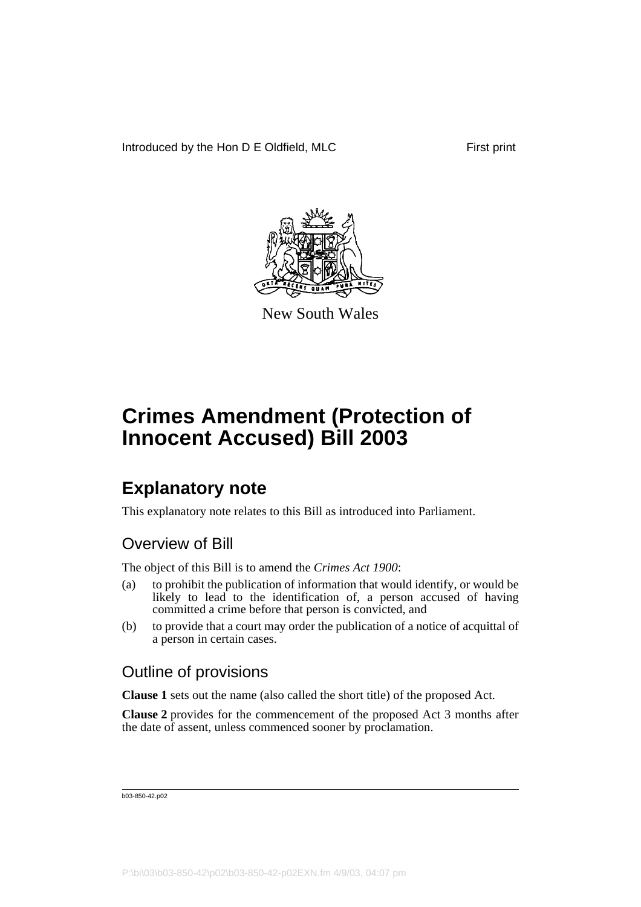Introduced by the Hon D E Oldfield, MLC First print

New South Wales

# Crimes Amendment (Protection of Innocent Accused) Bill 2003

## Explanatory note

This explanatory note relates to this Bill as introduced into Parliament.

### Overview of Bill

The object of this Bill is to amend the *Crimes Act 1900*:

(a) to prohibit the publication of information that would identify, or would be likely to lead to the identification of, a person accused of having committed a crime before that person is convicted, and

(b) to provide that a court may order the publication of a notice of acquittal of a person in certain cases.

### Outline of provisions

**Clause 1** sets out the name (also called the short title) of the proposed Act.

**Clause 2** provides for the commencement of the proposed Act 3 months after the date of assent, unless commenced sooner by proclamation.

b03-850-42.p02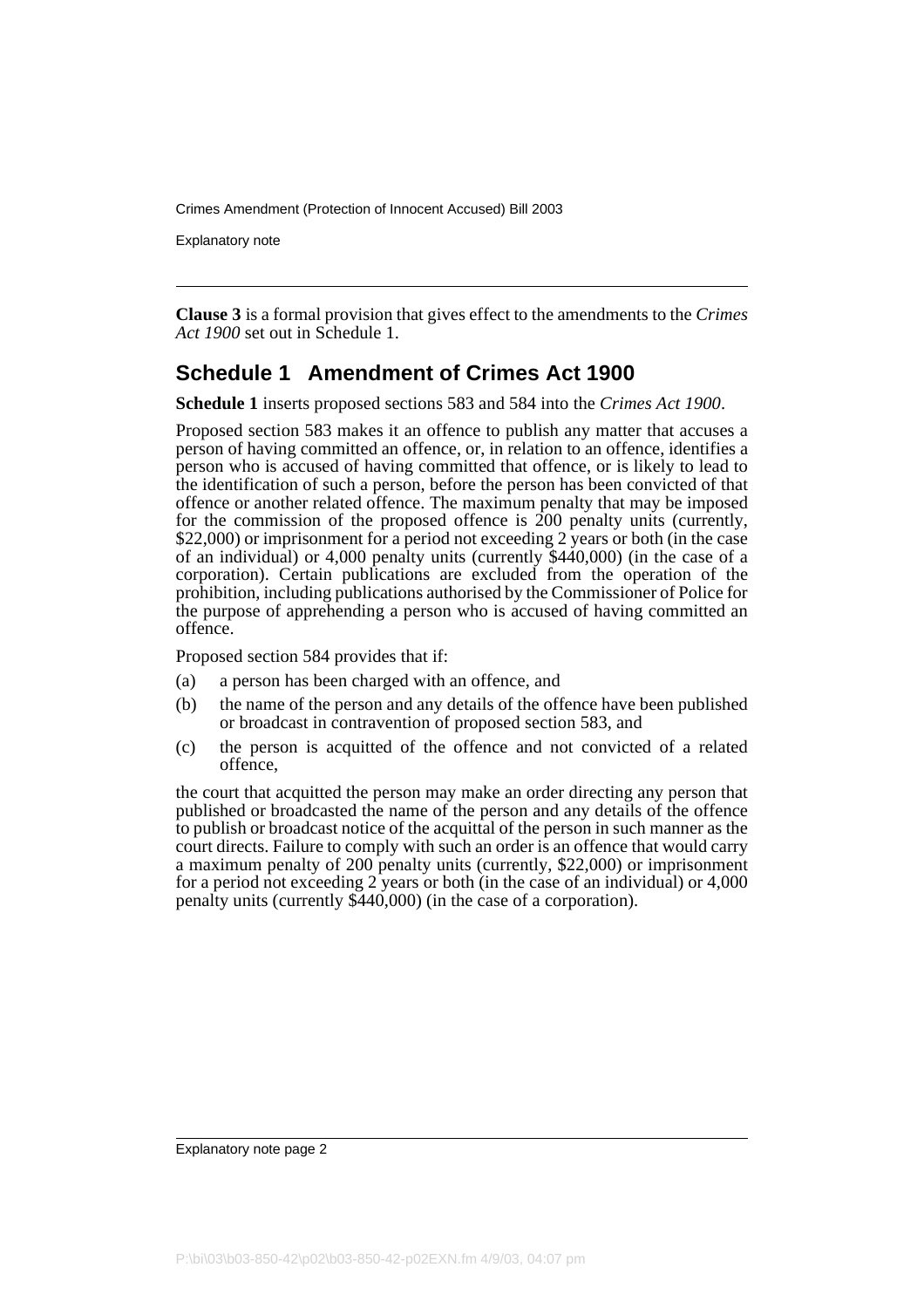**Clause 3** is a formal provision that gives effect to the amendments to the *Crimes Act 1900* set out in Schedule 1.

## Schedule 1 Amendment of Crimes Act 1900

**Schedule 1** inserts proposed sections 583 and 584 into the *Crimes Act 1900*.

Proposed section 583 makes it an offence to publish any matter that accuses a person of having committed an offence, or, in relation to an offence, identifies a person who is accused of having committed that offence, or is likely to lead to the identification of such a person, before the person has been convicted of that offence or another related offence. The maximum penalty that may be imposed for the commission of the proposed offence is 200 penalty units (currently, $22,000) or imprisonment for a period not exceeding 2 years or both (in the case of an individual) or 4,000 penalty units (currently $440,000) (in the case of a corporation). Certain publications are excluded from the operation of the prohibition, including publications authorised by the Commissioner of Police for the purpose of apprehending a person who is accused of having committed an offence.

Proposed section 584 provides that if:

(a) a person has been charged with an offence, and

(b) the name of the person and any details of the offence have been published or broadcast in contravention of proposed section 583, and

(c) the person is acquitted of the offence and not convicted of a related offence,

the court that acquitted the person may make an order directing any person that published or broadcasted the name of the person and any details of the offence to publish or broadcast notice of the acquittal of the person in such manner as the court directs. Failure to comply with such an order is an offence that would carry a maximum penalty of 200 penalty units (currently, $22,000) or imprisonment for a period not exceeding 2 years or both (in the case of an individual) or 4,000 penalty units (currently $440,000) (in the case of a corporation).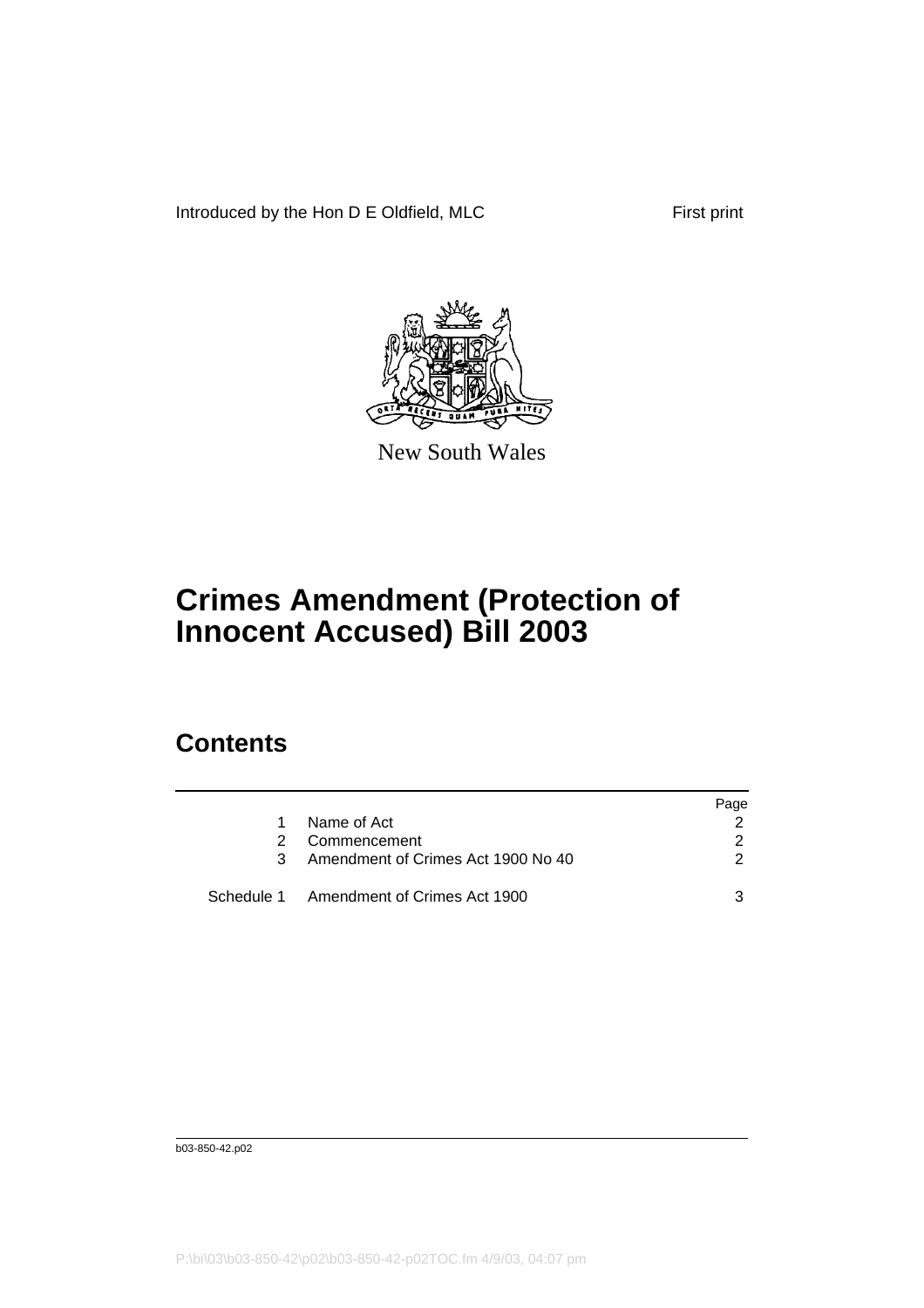Introduced by the Hon D E Oldfield, MLC First print

New South Wales

# Crimes Amendment (Protection of Innocent Accused) Bill 2003

## Contents

| | | Page |
|---|---|---|
| 1 | Name of Act | 2 |
| 2 | Commencement | 2 |
| 3 | Amendment of Crimes Act 1900 No 40 | 2 |
| Schedule 1 | Amendment of Crimes Act 1900 | 3 |

b03-850-42.p02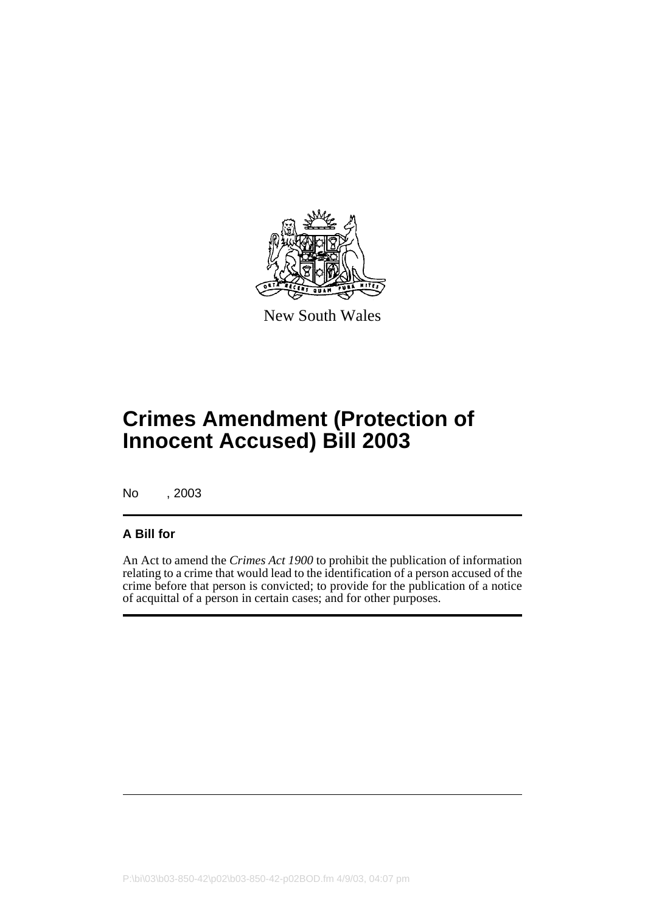New South Wales

# Crimes Amendment (Protection of Innocent Accused) Bill 2003

No , 2003

**A Bill for**

An Act to amend the *Crimes Act 1900* to prohibit the publication of information relating to a crime that would lead to the identification of a person accused of the crime before that person is convicted; to provide for the publication of a notice of acquittal of a person in certain cases; and for other purposes.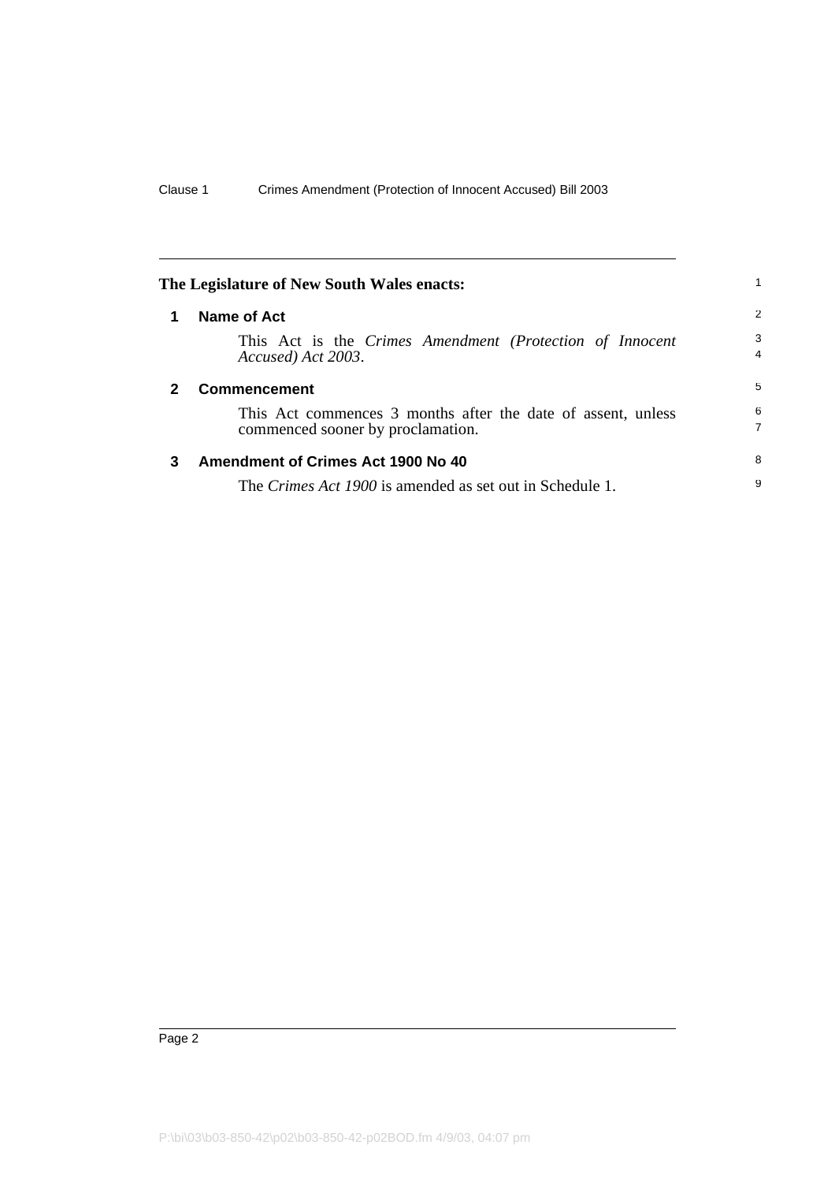**The Legislature of New South Wales enacts:**

## 1 Name of Act

This Act is the *Crimes Amendment (Protection of Innocent Accused) Act 2003*.

## 2 Commencement

This Act commences 3 months after the date of assent, unless commenced sooner by proclamation.

## 3 Amendment of Crimes Act 1900 No 40

The *Crimes Act 1900* is amended as set out in Schedule 1.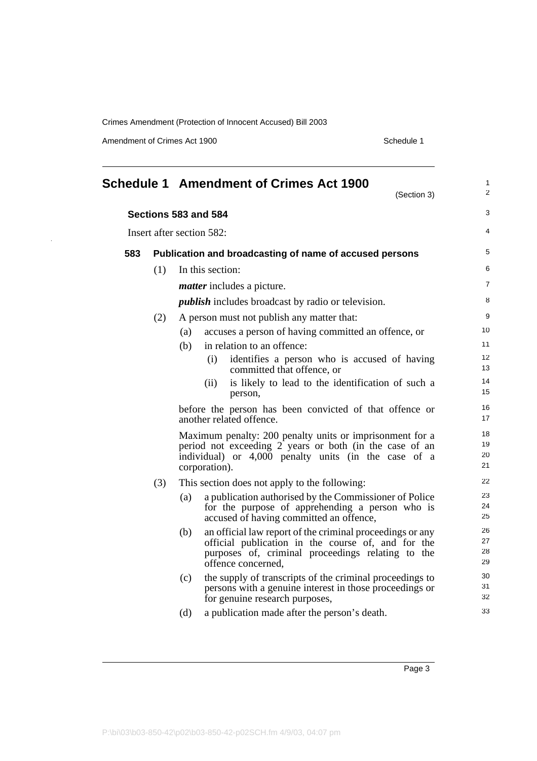# Schedule 1 Amendment of Crimes Act 1900

(Section 3)

## Sections 583 and 584

Insert after section 582:

### 583 Publication and broadcasting of name of accused persons

(1) In this section:

***matter*** includes a picture.

***publish*** includes broadcast by radio or television.

(2) A person must not publish any matter that:

(a) accuses a person of having committed an offence, or

(b) in relation to an offence:

(i) identifies a person who is accused of having committed that offence, or

(ii) is likely to lead to the identification of such a person,

before the person has been convicted of that offence or another related offence.

Maximum penalty: 200 penalty units or imprisonment for a period not exceeding 2 years or both (in the case of an individual) or 4,000 penalty units (in the case of a corporation).

(3) This section does not apply to the following:

(a) a publication authorised by the Commissioner of Police for the purpose of apprehending a person who is accused of having committed an offence,

(b) an official law report of the criminal proceedings or any official publication in the course of, and for the purposes of, criminal proceedings relating to the offence concerned,

(c) the supply of transcripts of the criminal proceedings to persons with a genuine interest in those proceedings or for genuine research purposes,

(d) a publication made after the person's death.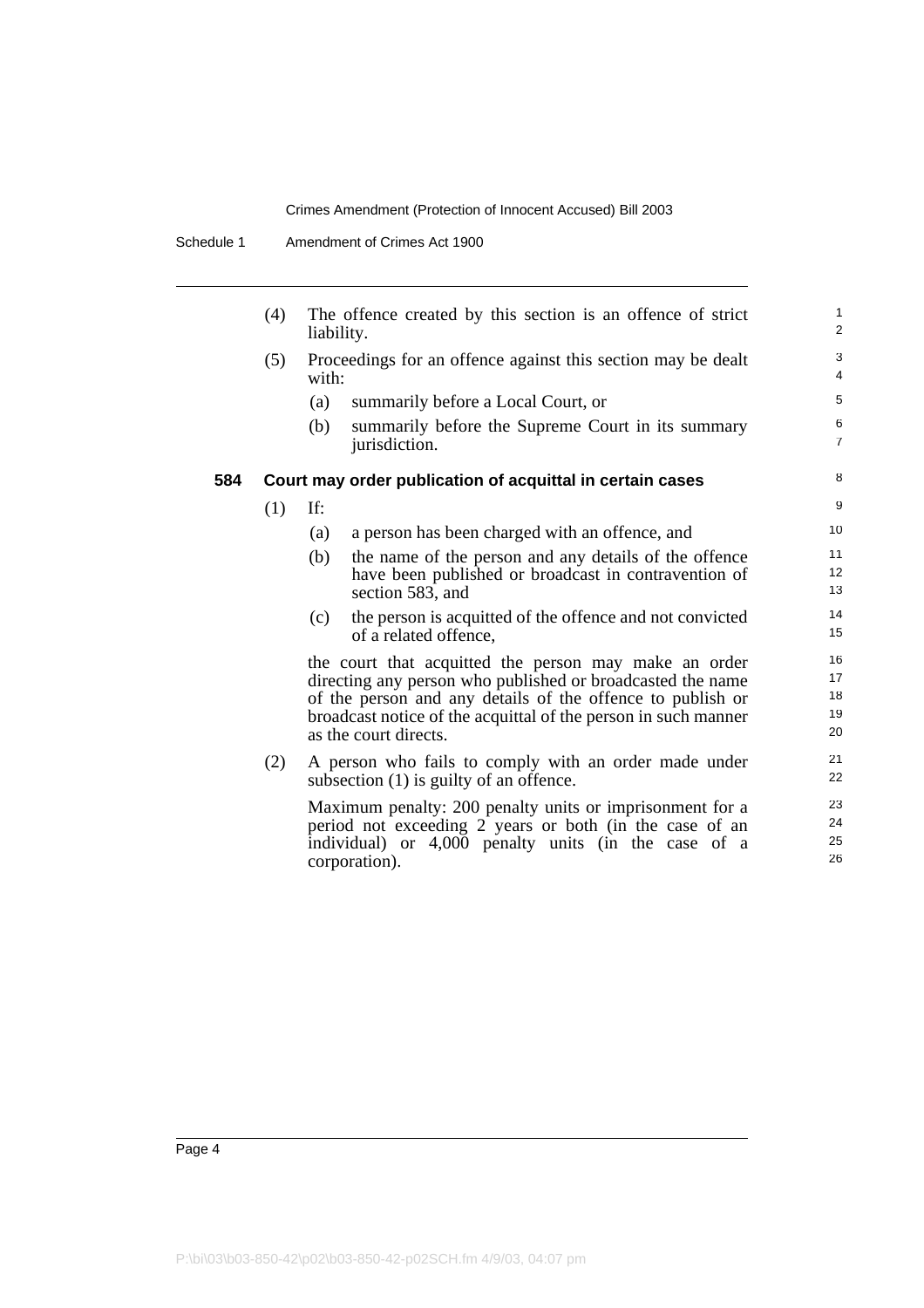(4) The offence created by this section is an offence of strict liability.

(5) Proceedings for an offence against this section may be dealt with:

   (a) summarily before a Local Court, or

   (b) summarily before the Supreme Court in its summary jurisdiction.

### 584 Court may order publication of acquittal in certain cases

(1) If:

   (a) a person has been charged with an offence, and

   (b) the name of the person and any details of the offence have been published or broadcast in contravention of section 583, and

   (c) the person is acquitted of the offence and not convicted of a related offence,

   the court that acquitted the person may make an order directing any person who published or broadcasted the name of the person and any details of the offence to publish or broadcast notice of the acquittal of the person in such manner as the court directs.

(2) A person who fails to comply with an order made under subsection (1) is guilty of an offence.

   Maximum penalty: 200 penalty units or imprisonment for a period not exceeding 2 years or both (in the case of an individual) or 4,000 penalty units (in the case of a corporation).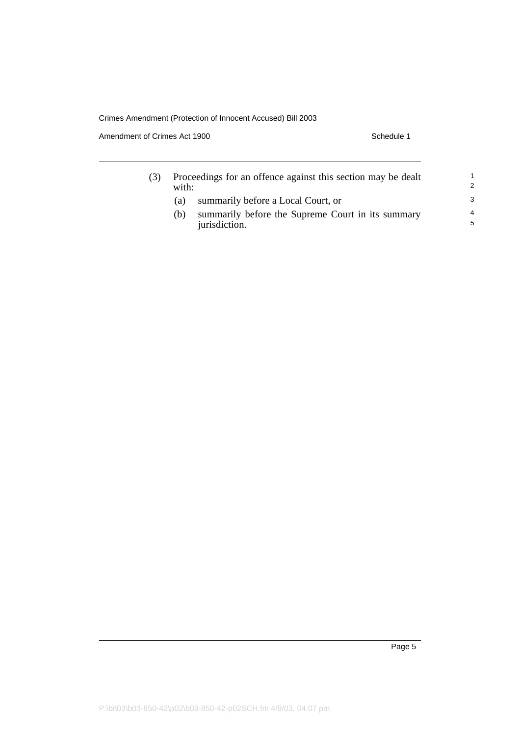(3) Proceedings for an offence against this section may be dealt with:

(a) summarily before a Local Court, or

(b) summarily before the Supreme Court in its summary jurisdiction.